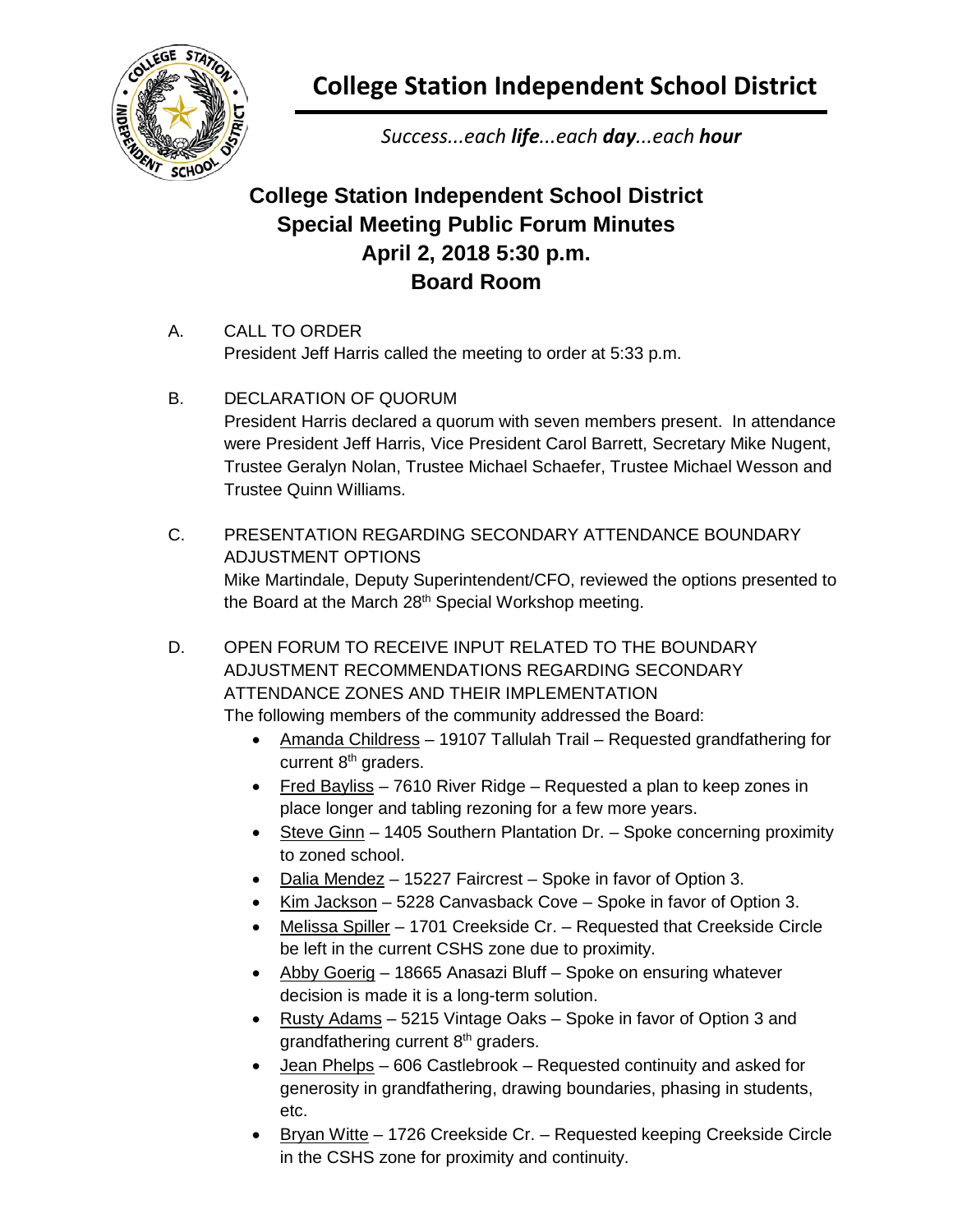# College Station Independent School District

*Success...each **life**...each **day**...each **hour***

## College Station Independent School District
## Special Meeting Public Forum Minutes
## April 2, 2018 5:30 p.m.
## Board Room

A. CALL TO ORDER
President Jeff Harris called the meeting to order at 5:33 p.m.

B. DECLARATION OF QUORUM
President Harris declared a quorum with seven members present. In attendance were President Jeff Harris, Vice President Carol Barrett, Secretary Mike Nugent, Trustee Geralyn Nolan, Trustee Michael Schaefer, Trustee Michael Wesson and Trustee Quinn Williams.

C. PRESENTATION REGARDING SECONDARY ATTENDANCE BOUNDARY ADJUSTMENT OPTIONS
Mike Martindale, Deputy Superintendent/CFO, reviewed the options presented to the Board at the March 28th Special Workshop meeting.

D. OPEN FORUM TO RECEIVE INPUT RELATED TO THE BOUNDARY ADJUSTMENT RECOMMENDATIONS REGARDING SECONDARY ATTENDANCE ZONES AND THEIR IMPLEMENTATION
The following members of the community addressed the Board:

- Amanda Childress – 19107 Tallulah Trail – Requested grandfathering for current 8th graders.
- Fred Bayliss – 7610 River Ridge – Requested a plan to keep zones in place longer and tabling rezoning for a few more years.
- Steve Ginn – 1405 Southern Plantation Dr. – Spoke concerning proximity to zoned school.
- Dalia Mendez – 15227 Faircrest – Spoke in favor of Option 3.
- Kim Jackson – 5228 Canvasback Cove – Spoke in favor of Option 3.
- Melissa Spiller – 1701 Creekside Cr. – Requested that Creekside Circle be left in the current CSHS zone due to proximity.
- Abby Goerig – 18665 Anasazi Bluff – Spoke on ensuring whatever decision is made it is a long-term solution.
- Rusty Adams – 5215 Vintage Oaks – Spoke in favor of Option 3 and grandfathering current 8th graders.
- Jean Phelps – 606 Castlebrook – Requested continuity and asked for generosity in grandfathering, drawing boundaries, phasing in students, etc.
- Bryan Witte – 1726 Creekside Cr. – Requested keeping Creekside Circle in the CSHS zone for proximity and continuity.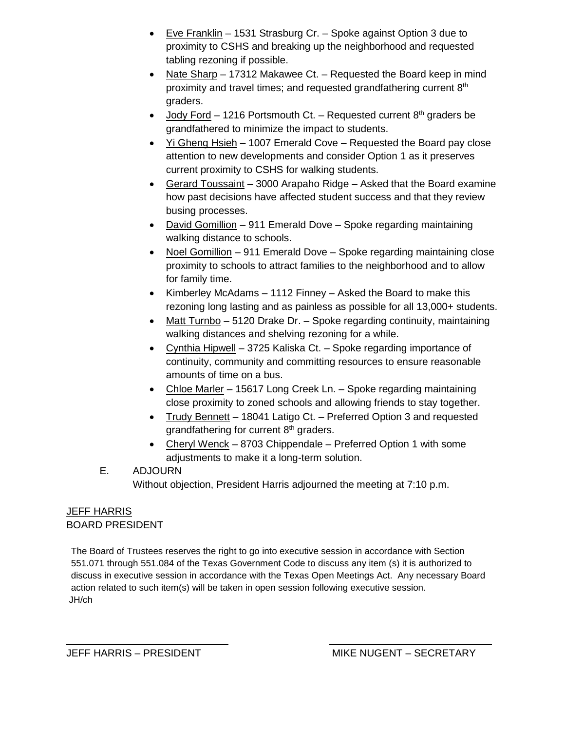- Eve Franklin – 1531 Strasburg Cr. – Spoke against Option 3 due to proximity to CSHS and breaking up the neighborhood and requested tabling rezoning if possible.
- Nate Sharp – 17312 Makawee Ct. – Requested the Board keep in mind proximity and travel times; and requested grandfathering current 8th graders.
- Jody Ford – 1216 Portsmouth Ct. – Requested current 8th graders be grandfathered to minimize the impact to students.
- Yi Gheng Hsieh – 1007 Emerald Cove – Requested the Board pay close attention to new developments and consider Option 1 as it preserves current proximity to CSHS for walking students.
- Gerard Toussaint – 3000 Arapaho Ridge – Asked that the Board examine how past decisions have affected student success and that they review busing processes.
- David Gomillion – 911 Emerald Dove – Spoke regarding maintaining walking distance to schools.
- Noel Gomillion – 911 Emerald Dove – Spoke regarding maintaining close proximity to schools to attract families to the neighborhood and to allow for family time.
- Kimberley McAdams – 1112 Finney – Asked the Board to make this rezoning long lasting and as painless as possible for all 13,000+ students.
- Matt Turnbo – 5120 Drake Dr. – Spoke regarding continuity, maintaining walking distances and shelving rezoning for a while.
- Cynthia Hipwell – 3725 Kaliska Ct. – Spoke regarding importance of continuity, community and committing resources to ensure reasonable amounts of time on a bus.
- Chloe Marler – 15617 Long Creek Ln. – Spoke regarding maintaining close proximity to zoned schools and allowing friends to stay together.
- Trudy Bennett – 18041 Latigo Ct. – Preferred Option 3 and requested grandfathering for current 8th graders.
- Cheryl Wenck – 8703 Chippendale – Preferred Option 1 with some adjustments to make it a long-term solution.

E. ADJOURN

Without objection, President Harris adjourned the meeting at 7:10 p.m.

JEFF HARRIS
BOARD PRESIDENT

The Board of Trustees reserves the right to go into executive session in accordance with Section 551.071 through 551.084 of the Texas Government Code to discuss any item (s) it is authorized to discuss in executive session in accordance with the Texas Open Meetings Act. Any necessary Board action related to such item(s) will be taken in open session following executive session.
JH/ch

JEFF HARRIS – PRESIDENT

MIKE NUGENT – SECRETARY